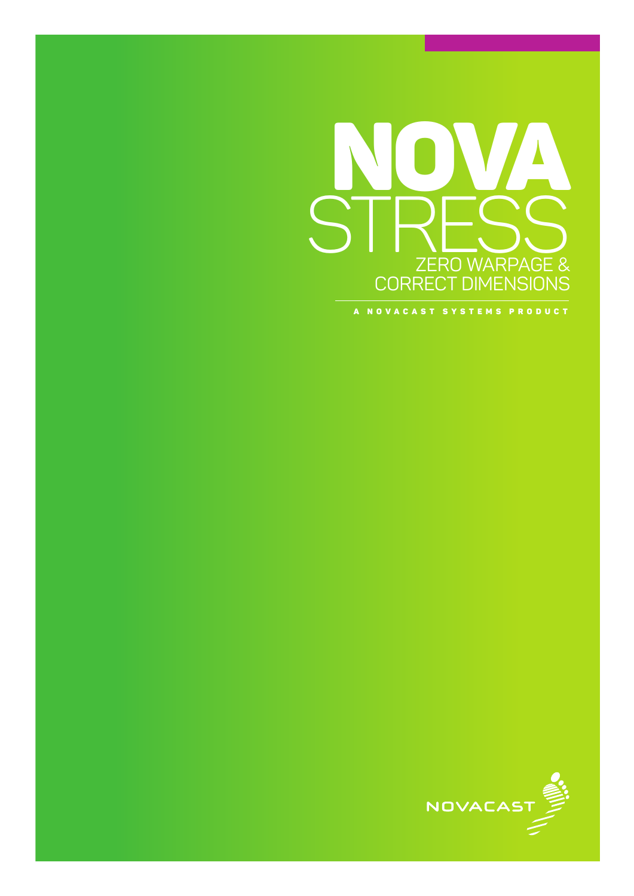# NOVA STRESS

## ZERO WARPAGE & CORRECT DIMENSIONS

A NOVACAST SYSTEMS PRODUCT

NOVACAST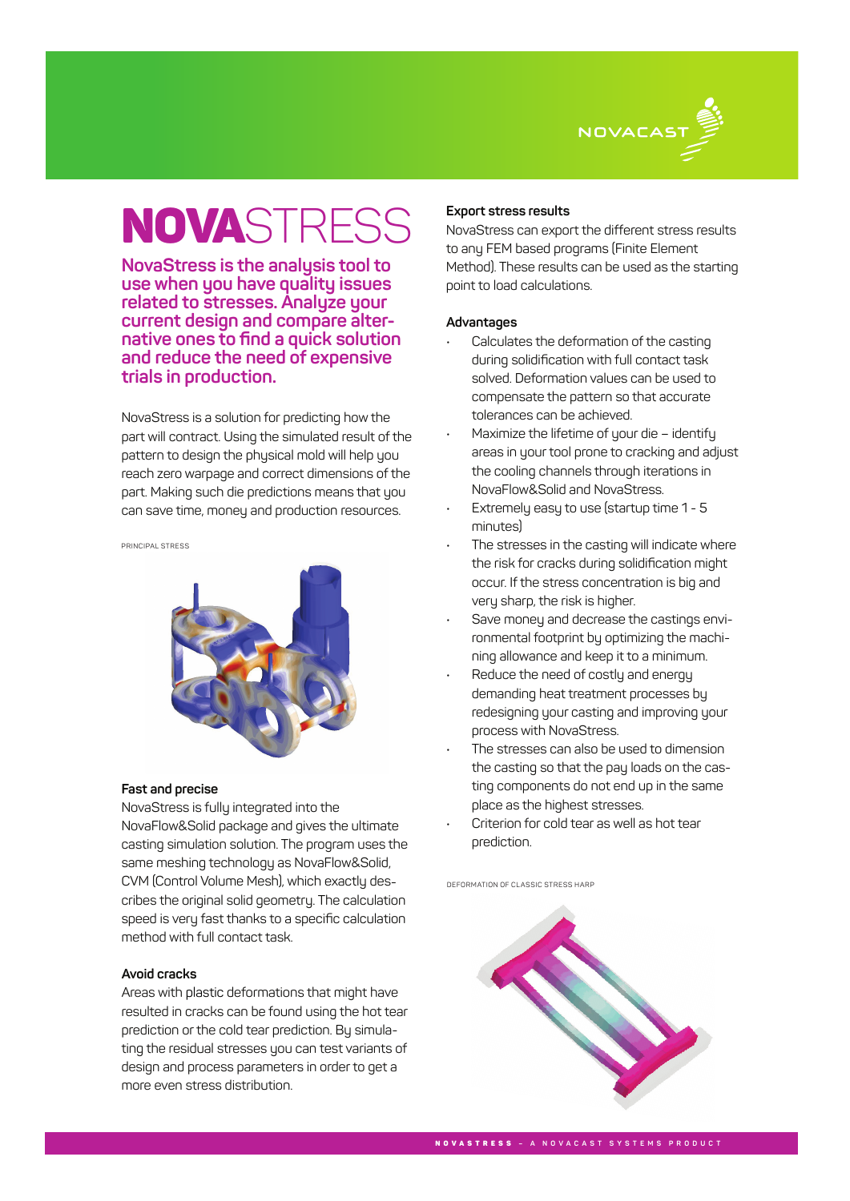# NOVASTRESS

**NovaStress is the analysis tool to use when you have quality issues related to stresses. Analyze your current design and compare alternative ones to find a quick solution and reduce the need of expensive trials in production.**

NovaStress is a solution for predicting how the part will contract. Using the simulated result of the pattern to design the physical mold will help you reach zero warpage and correct dimensions of the part. Making such die predictions means that you can save time, money and production resources.

PRINCIPAL STRESS

### Fast and precise

NovaStress is fully integrated into the NovaFlow&Solid package and gives the ultimate casting simulation solution. The program uses the same meshing technology as NovaFlow&Solid, CVM (Control Volume Mesh), which exactly describes the original solid geometry. The calculation speed is very fast thanks to a specific calculation method with full contact task.

### Avoid cracks

Areas with plastic deformations that might have resulted in cracks can be found using the hot tear prediction or the cold tear prediction. By simulating the residual stresses you can test variants of design and process parameters in order to get a more even stress distribution.

### Export stress results

NovaStress can export the different stress results to any FEM based programs (Finite Element Method). These results can be used as the starting point to load calculations.

### Advantages

- Calculates the deformation of the casting during solidification with full contact task solved. Deformation values can be used to compensate the pattern so that accurate tolerances can be achieved.
- Maximize the lifetime of your die – identify areas in your tool prone to cracking and adjust the cooling channels through iterations in NovaFlow&Solid and NovaStress.
- Extremely easy to use (startup time 1 - 5 minutes)
- The stresses in the casting will indicate where the risk for cracks during solidification might occur. If the stress concentration is big and very sharp, the risk is higher.
- Save money and decrease the castings environmental footprint by optimizing the machining allowance and keep it to a minimum.
- Reduce the need of costly and energy demanding heat treatment processes by redesigning your casting and improving your process with NovaStress.
- The stresses can also be used to dimension the casting so that the pay loads on the casting components do not end up in the same place as the highest stresses.
- Criterion for cold tear as well as hot tear prediction.

DEFORMATION OF CLASSIC STRESS HARP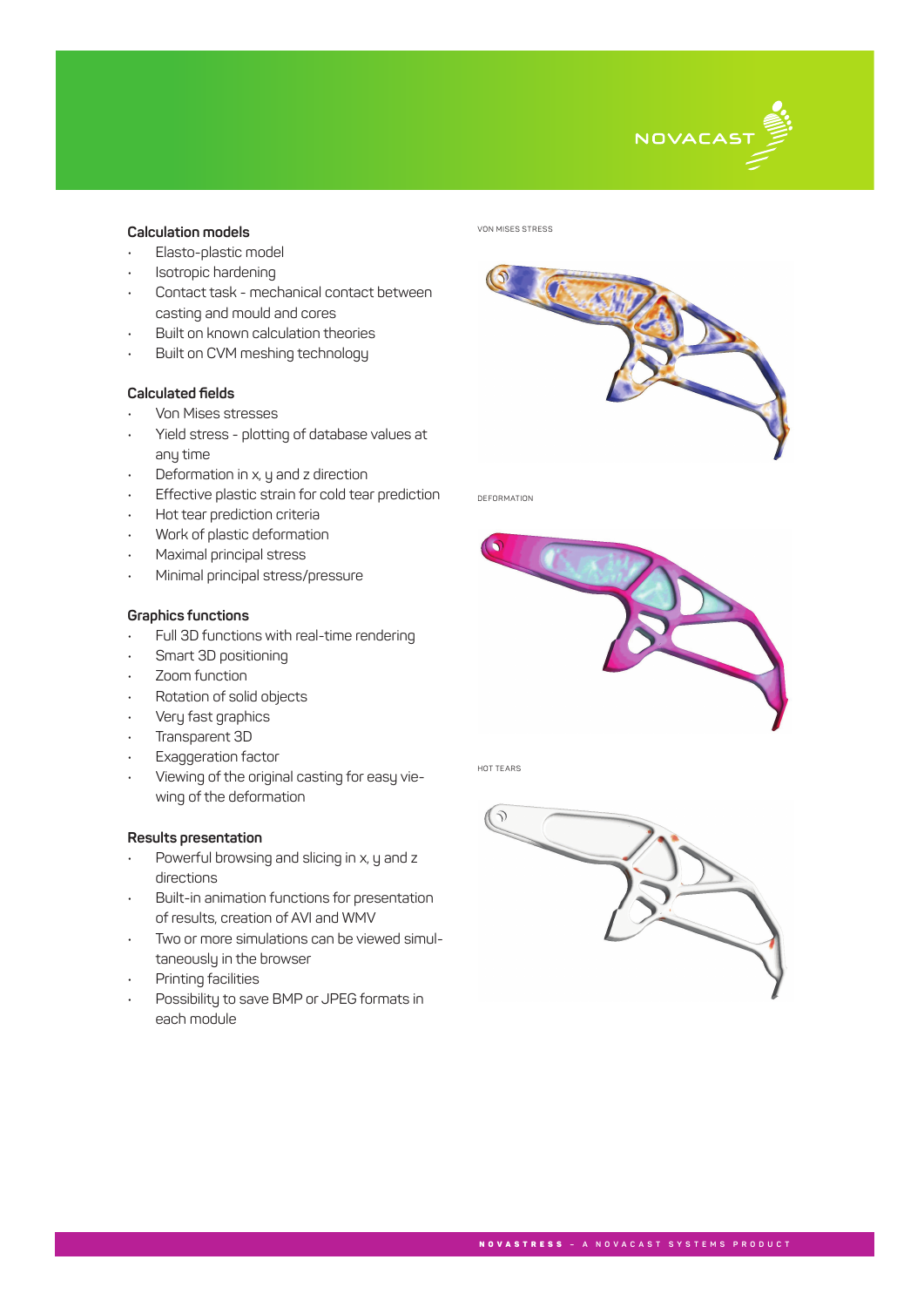### Calculation models

- Elasto-plastic model
- Isotropic hardening
- Contact task - mechanical contact between casting and mould and cores
- Built on known calculation theories
- Built on CVM meshing technology

### Calculated fields

- Von Mises stresses
- Yield stress - plotting of database values at any time
- Deformation in x, y and z direction
- Effective plastic strain for cold tear prediction
- Hot tear prediction criteria
- Work of plastic deformation
- Maximal principal stress
- Minimal principal stress/pressure

### Graphics functions

- Full 3D functions with real-time rendering
- Smart 3D positioning
- Zoom function
- Rotation of solid objects
- Very fast graphics
- Transparent 3D
- Exaggeration factor
- Viewing of the original casting for easy viewing of the deformation

### Results presentation

- Powerful browsing and slicing in x, y and z directions
- Built-in animation functions for presentation of results, creation of AVI and WMV
- Two or more simulations can be viewed simultaneously in the browser
- Printing facilities
- Possibility to save BMP or JPEG formats in each module

VON MISES STRESS

DEFORMATION

HOT TEARS